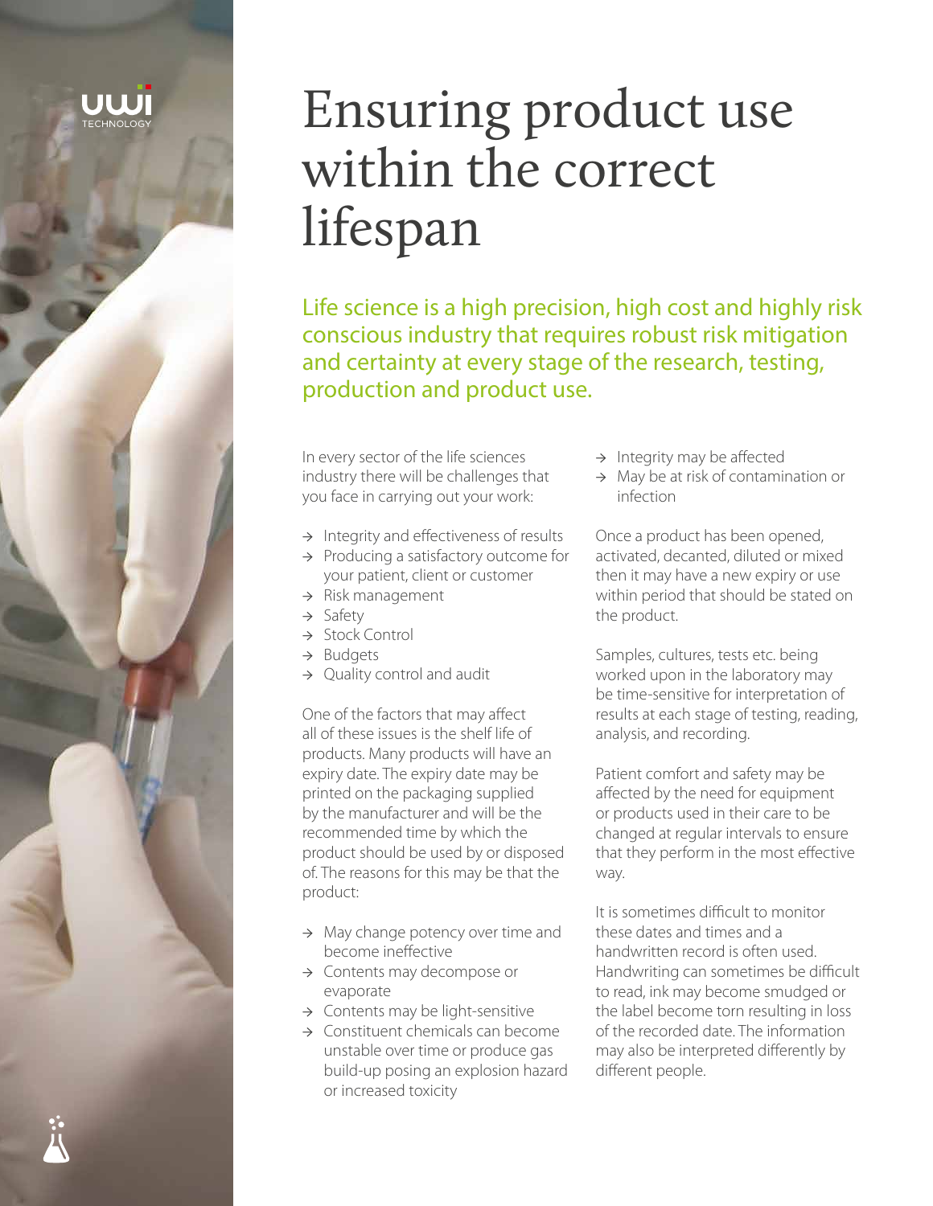# Ensuring product use within the correct lifespan

Life science is a high precision, high cost and highly risk conscious industry that requires robust risk mitigation and certainty at every stage of the research, testing, production and product use.

In every sector of the life sciences industry there will be challenges that you face in carrying out your work:

- → Integrity and effectiveness of results
- → Producing a satisfactory outcome for your patient, client or customer
- → Risk management
- → Safety
- → Stock Control
- → Budgets
- → Quality control and audit

One of the factors that may affect all of these issues is the shelf life of products. Many products will have an expiry date. The expiry date may be printed on the packaging supplied by the manufacturer and will be the recommended time by which the product should be used by or disposed of. The reasons for this may be that the product:

- → May change potency over time and become ineffective
- → Contents may decompose or evaporate
- → Contents may be light-sensitive
- → Constituent chemicals can become unstable over time or produce gas build-up posing an explosion hazard or increased toxicity
- → Integrity may be affected
- → May be at risk of contamination or infection

Once a product has been opened, activated, decanted, diluted or mixed then it may have a new expiry or use within period that should be stated on the product.

Samples, cultures, tests etc. being worked upon in the laboratory may be time-sensitive for interpretation of results at each stage of testing, reading, analysis, and recording.

Patient comfort and safety may be affected by the need for equipment or products used in their care to be changed at regular intervals to ensure that they perform in the most effective way.

It is sometimes difficult to monitor these dates and times and a handwritten record is often used. Handwriting can sometimes be difficult to read, ink may become smudged or the label become torn resulting in loss of the recorded date. The information may also be interpreted differently by different people.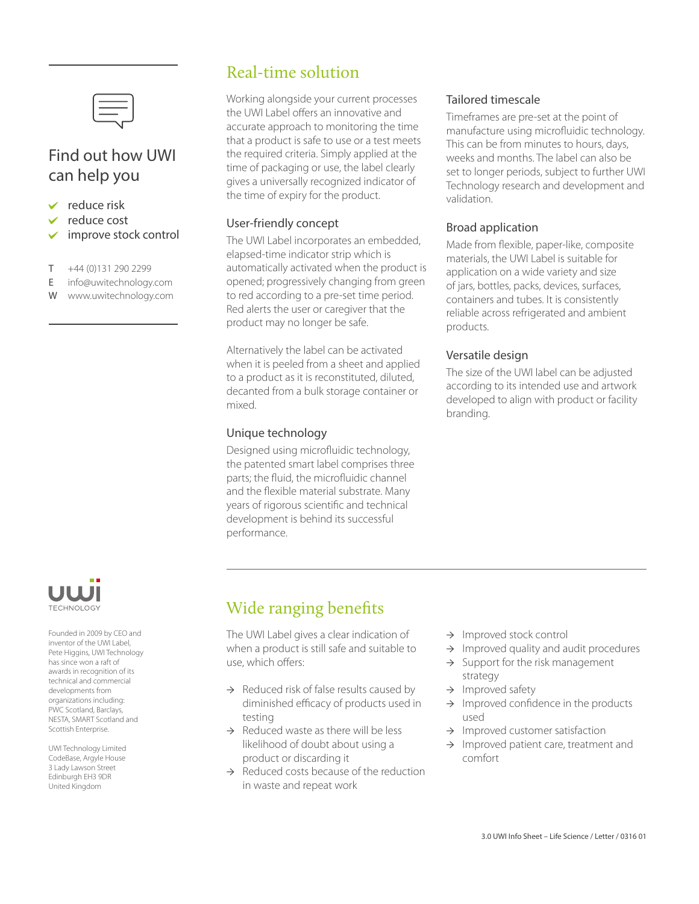## Find out how UWI can help you

- ✔ reduce risk
- ✔ reduce cost
- ✔ improve stock control

T  +44 (0)131 290 2299
E  info@uwitechnology.com
W  www.uwitechnology.com

# Real-time solution

Working alongside your current processes the UWI Label offers an innovative and accurate approach to monitoring the time that a product is safe to use or a test meets the required criteria. Simply applied at the time of packaging or use, the label clearly gives a universally recognized indicator of the time of expiry for the product.

### User-friendly concept

The UWI Label incorporates an embedded, elapsed-time indicator strip which is automatically activated when the product is opened; progressively changing from green to red according to a pre-set time period. Red alerts the user or caregiver that the product may no longer be safe.

Alternatively the label can be activated when it is peeled from a sheet and applied to a product as it is reconstituted, diluted, decanted from a bulk storage container or mixed.

### Unique technology

Designed using microfluidic technology, the patented smart label comprises three parts; the fluid, the microfluidic channel and the flexible material substrate. Many years of rigorous scientific and technical development is behind its successful performance.

### Tailored timescale

Timeframes are pre-set at the point of manufacture using microfluidic technology. This can be from minutes to hours, days, weeks and months. The label can also be set to longer periods, subject to further UWI Technology research and development and validation.

### Broad application

Made from flexible, paper-like, composite materials, the UWI Label is suitable for application on a wide variety and size of jars, bottles, packs, devices, surfaces, containers and tubes. It is consistently reliable across refrigerated and ambient products.

### Versatile design

The size of the UWI label can be adjusted according to its intended use and artwork developed to align with product or facility branding.

# Wide ranging benefits

The UWI Label gives a clear indication of when a product is still safe and suitable to use, which offers:

- → Reduced risk of false results caused by diminished efficacy of products used in testing
- → Reduced waste as there will be less likelihood of doubt about using a product or discarding it
- → Reduced costs because of the reduction in waste and repeat work
- → Improved stock control
- → Improved quality and audit procedures
- → Support for the risk management strategy
- → Improved safety
- → Improved confidence in the products used
- → Improved customer satisfaction
- → Improved patient care, treatment and comfort

UWI TECHNOLOGY

Founded in 2009 by CEO and inventor of the UWI Label, Pete Higgins, UWI Technology has since won a raft of awards in recognition of its technical and commercial developments from organizations including: PWC Scotland, Barclays, NESTA, SMART Scotland and Scottish Enterprise.

UWI Technology Limited
CodeBase, Argyle House
3 Lady Lawson Street
Edinburgh EH3 9DR
United Kingdom

3.0 UWI Info Sheet – Life Science / Letter / 0316 01